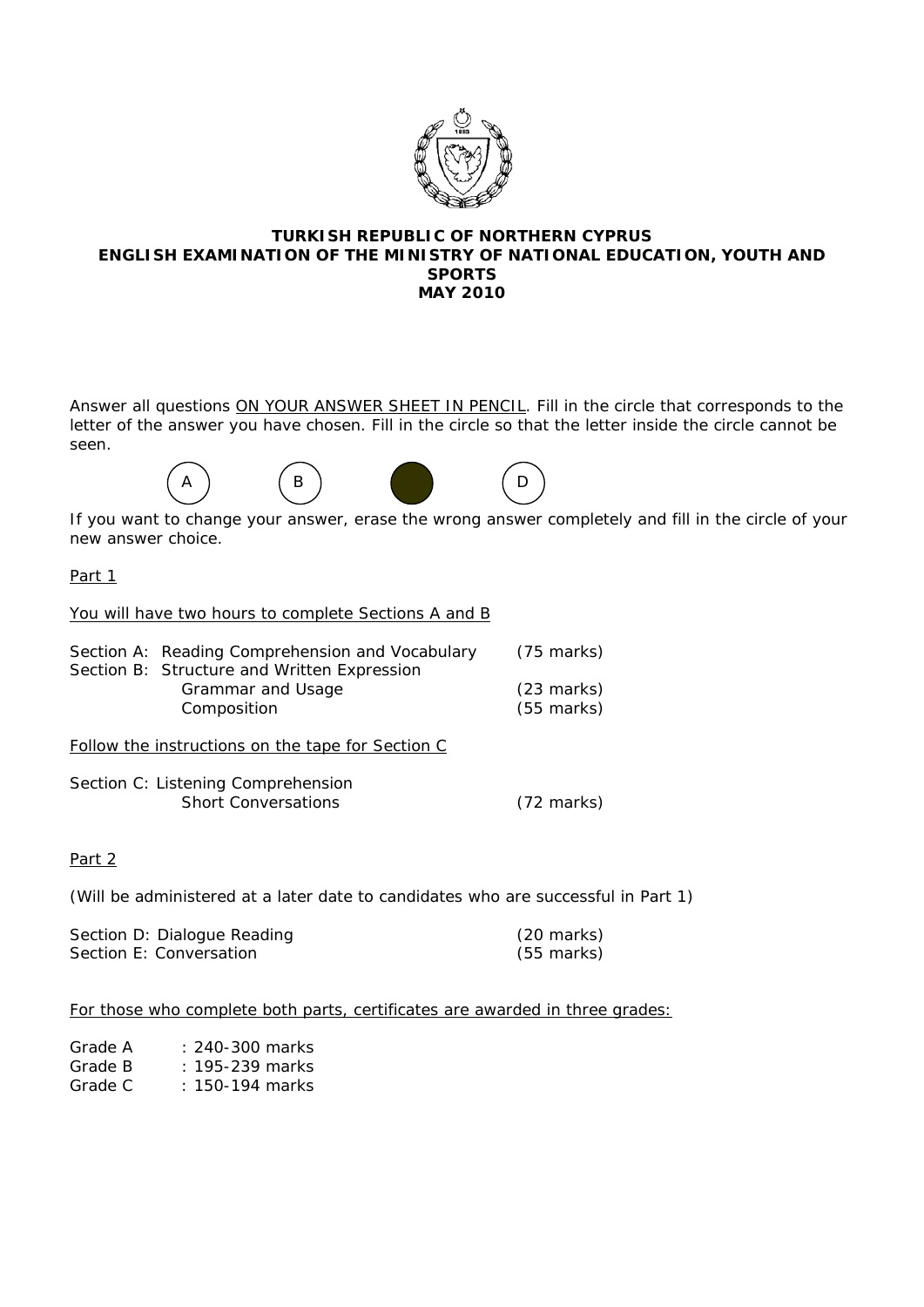**TURKISH REPUBLIC OF NORTHERN CYPRUS**
**ENGLISH EXAMINATION OF THE MINISTRY OF NATIONAL EDUCATION, YOUTH AND SPORTS**
**MAY 2010**

Answer all questions ON YOUR ANSWER SHEET IN PENCIL. Fill in the circle that corresponds to the letter of the answer you have chosen. Fill in the circle so that the letter inside the circle cannot be seen.

(A) (B) ● (D)

If you want to change your answer, erase the wrong answer completely and fill in the circle of your new answer choice.

Part 1

You will have two hours to complete Sections A and B

| | |
|---|---|
| Section A: Reading Comprehension and Vocabulary | (75 marks) |
| Section B: Structure and Written Expression | |
| Grammar and Usage | (23 marks) |
| Composition | (55 marks) |

Follow the instructions on the tape for Section C

| | |
|---|---|
| Section C: Listening Comprehension | |
| Short Conversations | (72 marks) |

Part 2

(Will be administered at a later date to candidates who are successful in Part 1)

| | |
|---|---|
| Section D: Dialogue Reading | (20 marks) |
| Section E: Conversation | (55 marks) |

For those who complete both parts, certificates are awarded in three grades:

| | |
|---|---|
| Grade A | : 240-300 marks |
| Grade B | : 195-239 marks |
| Grade C | : 150-194 marks |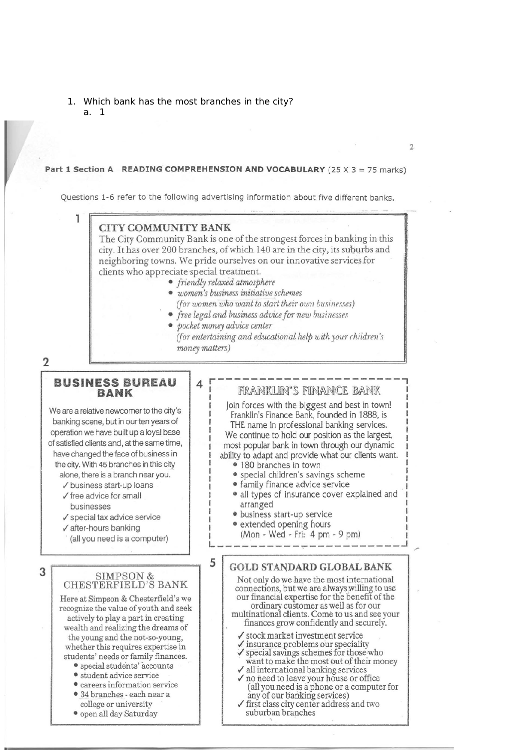1. Which bank has the most branches in the city?
   a. 1

## Part 1 Section A READING COMPREHENSION AND VOCABULARY (25 X 3 = 75 marks)

Questions 1-6 refer to the following advertising information about five different banks.

**1**

### CITY COMMUNITY BANK

The City Community Bank is one of the strongest forces in banking in this city. It has over 200 branches, of which 140 are in the city, its suburbs and neighboring towns. We pride ourselves on our innovative services for clients who appreciate special treatment.

- *friendly relaxed atmosphere*
- *women's business initiative schemes* *(for women who want to start their own businesses)*
- *free legal and business advice for new businesses*
- *pocket money advice center* *(for entertaining and educational help with your children's money matters)*

**2**

### BUSINESS BUREAU BANK

We are a relative newcomer to the city's banking scene, but in our ten years of operation we have built up a loyal base of satisfied clients and, at the same time, have changed the face of business in the city. With 45 branches in this city alone, there is a branch near you.

- ✓ business start-up loans
- ✓ free advice for small businesses
- ✓ special tax advice service
- ✓ after-hours banking (all you need is a computer)

**3**

### SIMPSON & CHESTERFIELD'S BANK

Here at Simpson & Chesterfield's we recognize the value of youth and seek actively to play a part in creating wealth and realizing the dreams of the young and the not-so-young, whether this requires expertise in students' needs or family finances.

- special students' accounts
- student advice service
- careers information service
- 34 branches - each near a college or university
- open all day Saturday

**4**

### FRANKLIN'S FINANCE BANK

Join forces with the biggest and best in town! Franklin's Finance Bank, founded in 1888, is THE name in professional banking services. We continue to hold our position as the largest, most popular bank in town through our dynamic ability to adapt and provide what our clients want.

- 180 branches in town
- special children's savings scheme
- family finance advice service
- all types of insurance cover explained and arranged
- business start-up service
- extended opening hours (Mon - Wed - Fri: 4 pm - 9 pm)

**5**

### GOLD STANDARD GLOBAL BANK

Not only do we have the most international connections, but we are always willing to use our financial expertise for the benefit of the ordinary customer as well as for our multinational clients. Come to us and see your finances grow confidently and securely.

- ✓ stock market investment service
- ✓ insurance problems our speciality
- ✓ special savings schemes for those who want to make the most out of their money
- ✓ all international banking services
- ✓ no need to leave your house or office (all you need is a phone or a computer for any of our banking services)
- ✓ first class city center address and two suburban branches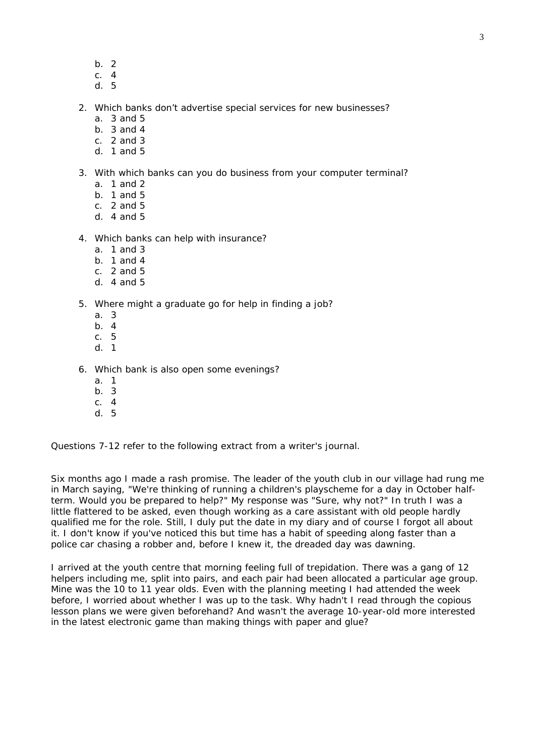b. 2
   c. 4
   d. 5

2. Which banks don't advertise special services for new businesses?
   a. 3 and 5
   b. 3 and 4
   c. 2 and 3
   d. 1 and 5

3. With which banks can you do business from your computer terminal?
   a. 1 and 2
   b. 1 and 5
   c. 2 and 5
   d. 4 and 5

4. Which banks can help with insurance?
   a. 1 and 3
   b. 1 and 4
   c. 2 and 5
   d. 4 and 5

5. Where might a graduate go for help in finding a job?
   a. 3
   b. 4
   c. 5
   d. 1

6. Which bank is also open some evenings?
   a. 1
   b. 3
   c. 4
   d. 5

Questions 7-12 refer to the following extract from a writer's journal.

Six months ago I made a rash promise. The leader of the youth club in our village had rung me in March saying, "We're thinking of running a children's playscheme for a day in October half-term. Would you be prepared to help?" My response was "Sure, why not?" In truth I was a little flattered to be asked, even though working as a care assistant with old people hardly qualified me for the role. Still, I duly put the date in my diary and of course I forgot all about it. I don't know if you've noticed this but time has a habit of speeding along faster than a police car chasing a robber and, before I knew it, the dreaded day was dawning.

I arrived at the youth centre that morning feeling full of trepidation. There was a gang of 12 helpers including me, split into pairs, and each pair had been allocated a particular age group. Mine was the 10 to 11 year olds. Even with the planning meeting I had attended the week before, I worried about whether I was up to the task. Why hadn't I read through the copious lesson plans we were given beforehand? And wasn't the average 10-year-old more interested in the latest electronic game than making things with paper and glue?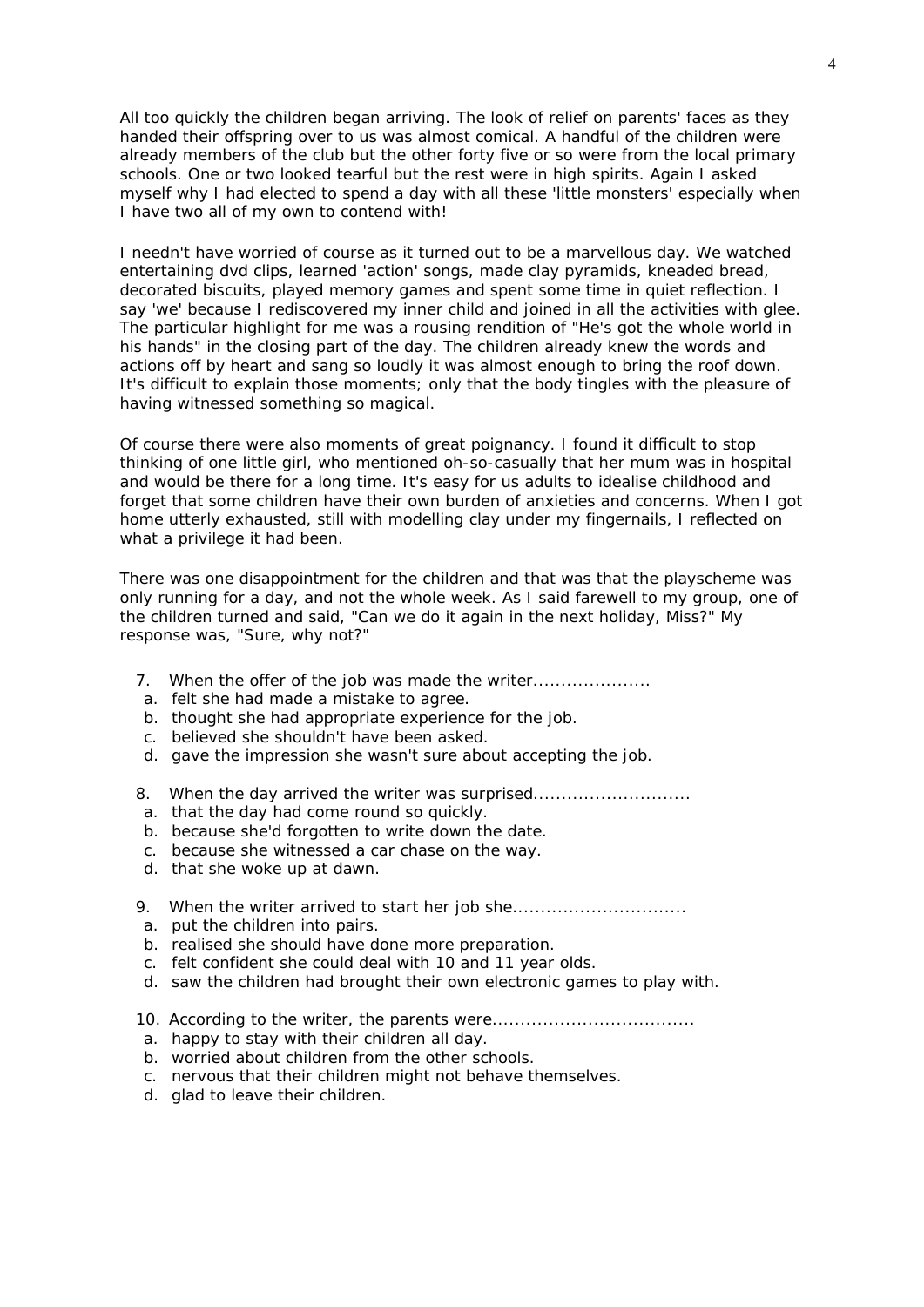All too quickly the children began arriving. The look of relief on parents' faces as they handed their offspring over to us was almost comical. A handful of the children were already members of the club but the other forty five or so were from the local primary schools. One or two looked tearful but the rest were in high spirits. Again I asked myself why I had elected to spend a day with all these 'little monsters' especially when I have two all of my own to contend with!

I needn't have worried of course as it turned out to be a marvellous day. We watched entertaining dvd clips, learned 'action' songs, made clay pyramids, kneaded bread, decorated biscuits, played memory games and spent some time in quiet reflection. I say 'we' because I rediscovered my inner child and joined in all the activities with glee. The particular highlight for me was a rousing rendition of "He's got the whole world in his hands" in the closing part of the day. The children already knew the words and actions off by heart and sang so loudly it was almost enough to bring the roof down. It's difficult to explain those moments; only that the body tingles with the pleasure of having witnessed something so magical.

Of course there were also moments of great poignancy. I found it difficult to stop thinking of one little girl, who mentioned oh-so-casually that her mum was in hospital and would be there for a long time. It's easy for us adults to idealise childhood and forget that some children have their own burden of anxieties and concerns. When I got home utterly exhausted, still with modelling clay under my fingernails, I reflected on what a privilege it had been.

There was one disappointment for the children and that was that the playscheme was only running for a day, and not the whole week. As I said farewell to my group, one of the children turned and said, "Can we do it again in the next holiday, Miss?" My response was, "Sure, why not?"

7. When the offer of the job was made the writer....................
   a. felt she had made a mistake to agree.
   b. thought she had appropriate experience for the job.
   c. believed she shouldn't have been asked.
   d. gave the impression she wasn't sure about accepting the job.

8. When the day arrived the writer was surprised...........................
   a. that the day had come round so quickly.
   b. because she'd forgotten to write down the date.
   c. because she witnessed a car chase on the way.
   d. that she woke up at dawn.

9. When the writer arrived to start her job she..............................
   a. put the children into pairs.
   b. realised she should have done more preparation.
   c. felt confident she could deal with 10 and 11 year olds.
   d. saw the children had brought their own electronic games to play with.

10. According to the writer, the parents were...................................
    a. happy to stay with their children all day.
    b. worried about children from the other schools.
    c. nervous that their children might not behave themselves.
    d. glad to leave their children.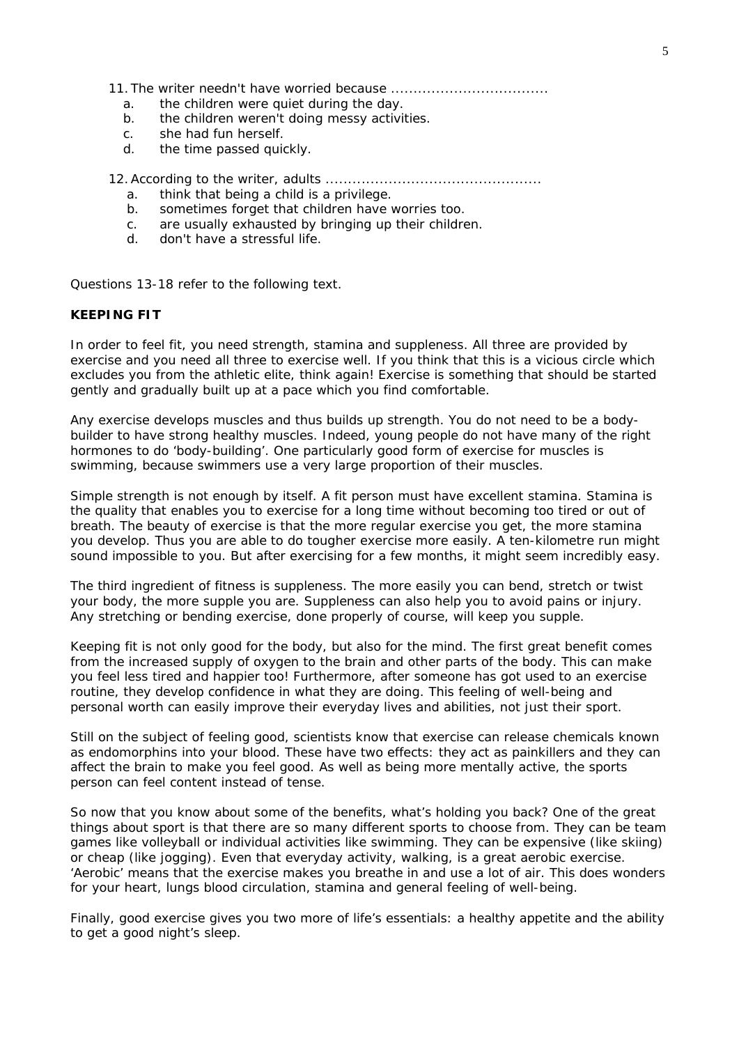11. The writer needn't have worried because ...................................
    a. the children were quiet during the day.
    b. the children weren't doing messy activities.
    c. she had fun herself.
    d. the time passed quickly.

12. According to the writer, adults ...............................................
    a. think that being a child is a privilege.
    b. sometimes forget that children have worries too.
    c. are usually exhausted by bringing up their children.
    d. don't have a stressful life.

Questions 13-18 refer to the following text.

**KEEPING FIT**

In order to feel fit, you need strength, stamina and suppleness. All three are provided by exercise and you need all three to exercise well. If you think that this is a vicious circle which excludes you from the athletic elite, think again! Exercise is something that should be started gently and gradually built up at a pace which you find comfortable.

Any exercise develops muscles and thus builds up strength. You do not need to be a body-builder to have strong healthy muscles. Indeed, young people do not have many of the right hormones to do 'body-building'. One particularly good form of exercise for muscles is swimming, because swimmers use a very large proportion of their muscles.

Simple strength is not enough by itself. A fit person must have excellent stamina. Stamina is the quality that enables you to exercise for a long time without becoming too tired or out of breath. The beauty of exercise is that the more regular exercise you get, the more stamina you develop. Thus you are able to do tougher exercise more easily. A ten-kilometre run might sound impossible to you. But after exercising for a few months, it might seem incredibly easy.

The third ingredient of fitness is suppleness. The more easily you can bend, stretch or twist your body, the more supple you are. Suppleness can also help you to avoid pains or injury. Any stretching or bending exercise, done properly of course, will keep you supple.

Keeping fit is not only good for the body, but also for the mind. The first great benefit comes from the increased supply of oxygen to the brain and other parts of the body. This can make you feel less tired and happier too! Furthermore, after someone has got used to an exercise routine, they develop confidence in what they are doing. This feeling of well-being and personal worth can easily improve their everyday lives and abilities, not just their sport.

Still on the subject of feeling good, scientists know that exercise can release chemicals known as endomorphins into your blood. These have two effects: they act as painkillers and they can affect the brain to make you feel good. As well as being more mentally active, the sports person can feel content instead of tense.

So now that you know about some of the benefits, what's holding you back? One of the great things about sport is that there are so many different sports to choose from. They can be team games like volleyball or individual activities like swimming. They can be expensive (like skiing) or cheap (like jogging). Even that everyday activity, walking, is a great aerobic exercise. 'Aerobic' means that the exercise makes you breathe in and use a lot of air. This does wonders for your heart, lungs blood circulation, stamina and general feeling of well-being.

Finally, good exercise gives you two more of life's essentials: a healthy appetite and the ability to get a good night's sleep.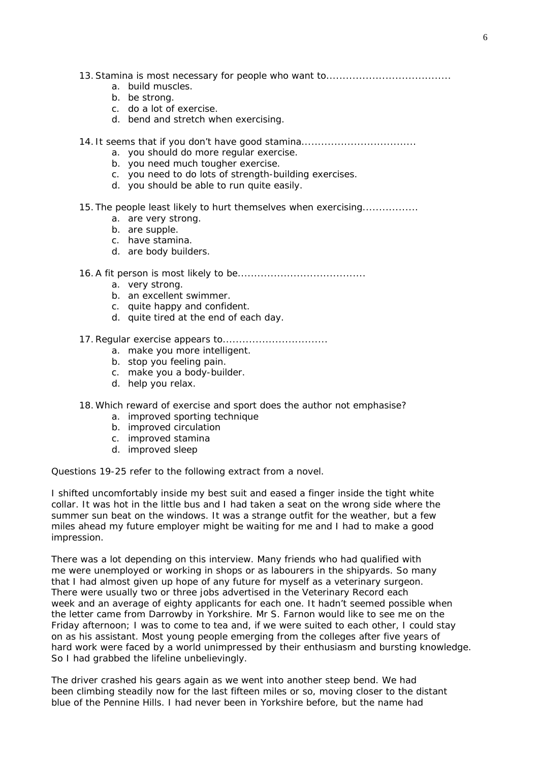13. Stamina is most necessary for people who want to......................................
    a. build muscles.
    b. be strong.
    c. do a lot of exercise.
    d. bend and stretch when exercising.

14. It seems that if you don't have good stamina...................................
    a. you should do more regular exercise.
    b. you need much tougher exercise.
    c. you need to do lots of strength-building exercises.
    d. you should be able to run quite easily.

15. The people least likely to hurt themselves when exercising.................
    a. are very strong.
    b. are supple.
    c. have stamina.
    d. are body builders.

16. A fit person is most likely to be.......................................
    a. very strong.
    b. an excellent swimmer.
    c. quite happy and confident.
    d. quite tired at the end of each day.

17. Regular exercise appears to................................
    a. make you more intelligent.
    b. stop you feeling pain.
    c. make you a body-builder.
    d. help you relax.

18. Which reward of exercise and sport does the author not emphasise?
    a. improved sporting technique
    b. improved circulation
    c. improved stamina
    d. improved sleep

Questions 19-25 refer to the following extract from a novel.

I shifted uncomfortably inside my best suit and eased a finger inside the tight white collar. It was hot in the little bus and I had taken a seat on the wrong side where the summer sun beat on the windows. It was a strange outfit for the weather, but a few miles ahead my future employer might be waiting for me and I had to make a good impression.

There was a lot depending on this interview. Many friends who had qualified with me were unemployed or working in shops or as labourers in the shipyards. So many that I had almost given up hope of any future for myself as a veterinary surgeon. There were usually two or three jobs advertised in the Veterinary Record each week and an average of eighty applicants for each one. It hadn't seemed possible when the letter came from Darrowby in Yorkshire. Mr S. Farnon would like to see me on the Friday afternoon; I was to come to tea and, if we were suited to each other, I could stay on as his assistant. Most young people emerging from the colleges after five years of hard work were faced by a world unimpressed by their enthusiasm and bursting knowledge. So I had grabbed the lifeline unbelievingly.

The driver crashed his gears again as we went into another steep bend. We had been climbing steadily now for the last fifteen miles or so, moving closer to the distant blue of the Pennine Hills. I had never been in Yorkshire before, but the name had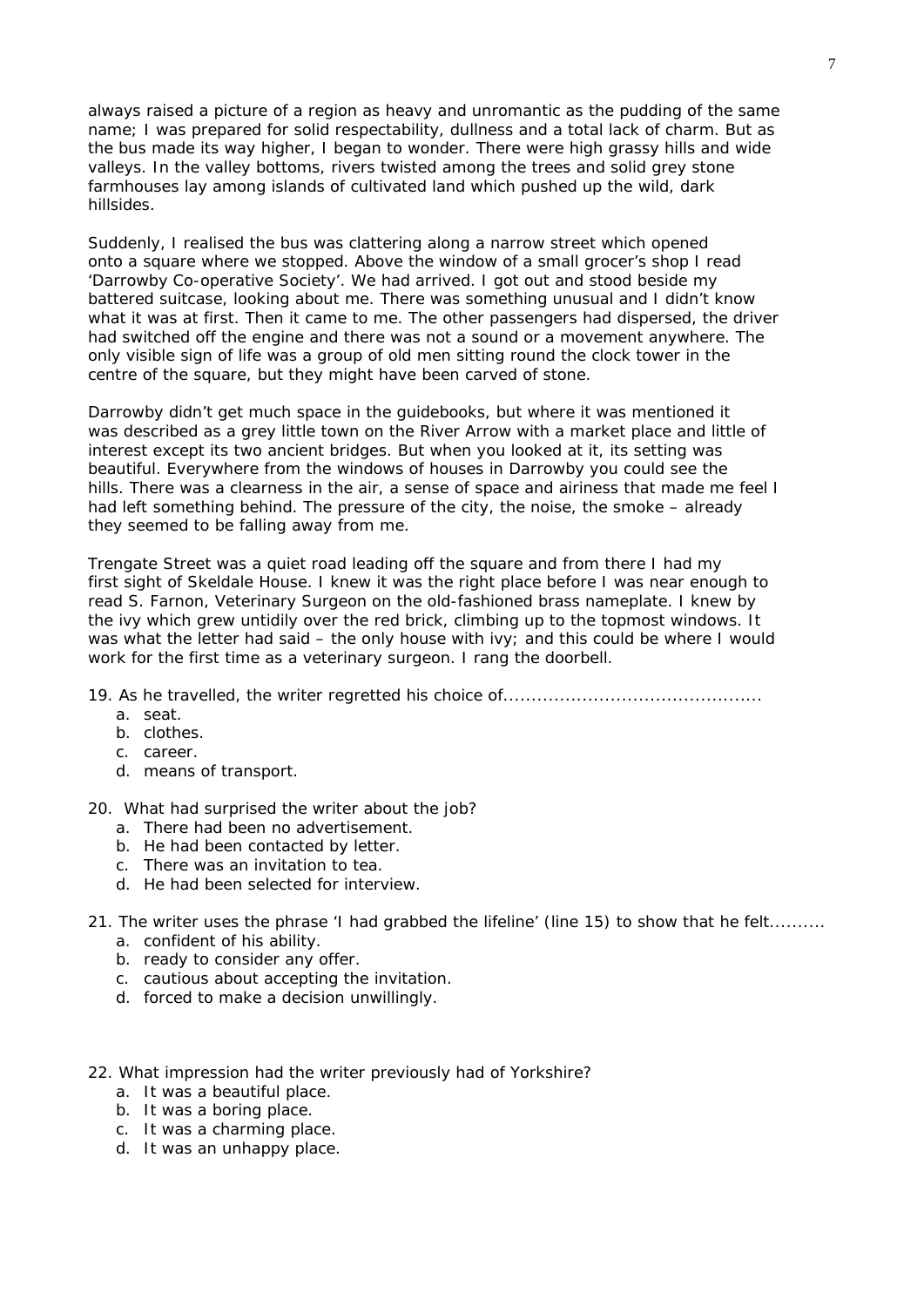always raised a picture of a region as heavy and unromantic as the pudding of the same name; I was prepared for solid respectability, dullness and a total lack of charm. But as the bus made its way higher, I began to wonder. There were high grassy hills and wide valleys. In the valley bottoms, rivers twisted among the trees and solid grey stone farmhouses lay among islands of cultivated land which pushed up the wild, dark hillsides.

Suddenly, I realised the bus was clattering along a narrow street which opened onto a square where we stopped. Above the window of a small grocer's shop I read 'Darrowby Co-operative Society'. We had arrived. I got out and stood beside my battered suitcase, looking about me. There was something unusual and I didn't know what it was at first. Then it came to me. The other passengers had dispersed, the driver had switched off the engine and there was not a sound or a movement anywhere. The only visible sign of life was a group of old men sitting round the clock tower in the centre of the square, but they might have been carved of stone.

Darrowby didn't get much space in the guidebooks, but where it was mentioned it was described as a grey little town on the River Arrow with a market place and little of interest except its two ancient bridges. But when you looked at it, its setting was beautiful. Everywhere from the windows of houses in Darrowby you could see the hills. There was a clearness in the air, a sense of space and airiness that made me feel I had left something behind. The pressure of the city, the noise, the smoke – already they seemed to be falling away from me.

Trengate Street was a quiet road leading off the square and from there I had my first sight of Skeldale House. I knew it was the right place before I was near enough to read S. Farnon, Veterinary Surgeon on the old-fashioned brass nameplate. I knew by the ivy which grew untidily over the red brick, climbing up to the topmost windows. It was what the letter had said – the only house with ivy; and this could be where I would work for the first time as a veterinary surgeon. I rang the doorbell.

19. As he travelled, the writer regretted his choice of.............................................
   a. seat.
   b. clothes.
   c. career.
   d. means of transport.

20. What had surprised the writer about the job?
   a. There had been no advertisement.
   b. He had been contacted by letter.
   c. There was an invitation to tea.
   d. He had been selected for interview.

21. The writer uses the phrase 'I had grabbed the lifeline' (line 15) to show that he felt..........
   a. confident of his ability.
   b. ready to consider any offer.
   c. cautious about accepting the invitation.
   d. forced to make a decision unwillingly.

22. What impression had the writer previously had of Yorkshire?
   a. It was a beautiful place.
   b. It was a boring place.
   c. It was a charming place.
   d. It was an unhappy place.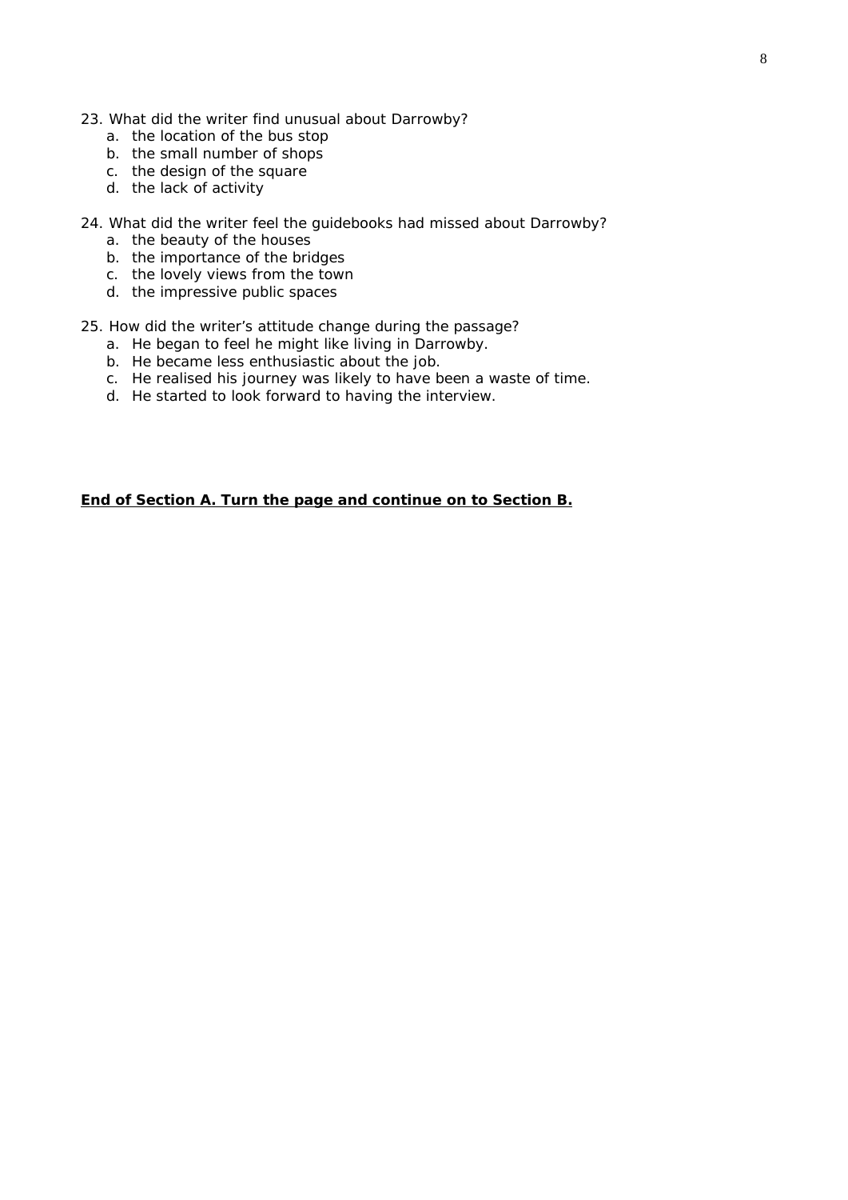23. What did the writer find unusual about Darrowby?
    a. the location of the bus stop
    b. the small number of shops
    c. the design of the square
    d. the lack of activity

24. What did the writer feel the guidebooks had missed about Darrowby?
    a. the beauty of the houses
    b. the importance of the bridges
    c. the lovely views from the town
    d. the impressive public spaces

25. How did the writer's attitude change during the passage?
    a. He began to feel he might like living in Darrowby.
    b. He became less enthusiastic about the job.
    c. He realised his journey was likely to have been a waste of time.
    d. He started to look forward to having the interview.

**End of Section A. Turn the page and continue on to Section B.**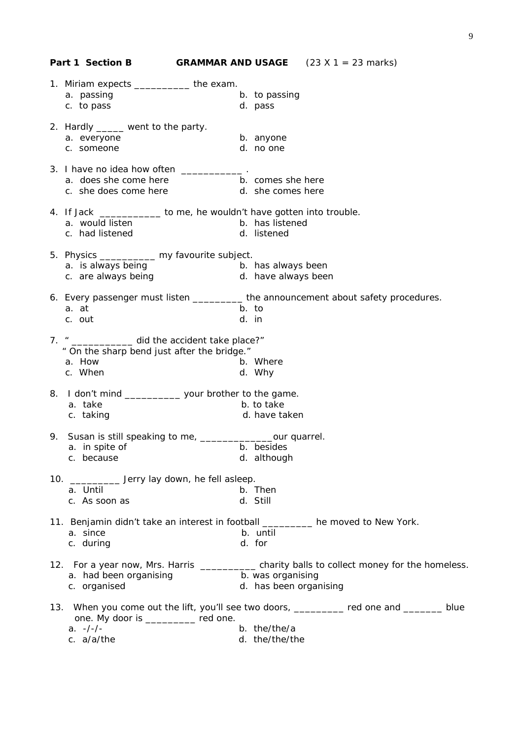**Part 1 Section B** **GRAMMAR AND USAGE** (23 X 1 = 23 marks)

1. Miriam expects __________ the exam.
   a. passing b. to passing
   c. to pass d. pass

2. Hardly _____ went to the party.
   a. everyone b. anyone
   c. someone d. no one

3. I have no idea how often ___________ .
   a. does she come here b. comes she here
   c. she does come here d. she comes here

4. If Jack ___________ to me, he wouldn't have gotten into trouble.
   a. would listen b. has listened
   c. had listened d. listened

5. Physics __________ my favourite subject.
   a. is always being b. has always been
   c. are always being d. have always been

6. Every passenger must listen _________ the announcement about safety procedures.
   a. at b. to
   c. out d. in

7. " ___________ did the accident take place?"
   " On the sharp bend just after the bridge."
   a. How b. Where
   c. When d. Why

8. I don't mind __________ your brother to the game.
   a. take b. to take
   c. taking d. have taken

9. Susan is still speaking to me, _____________our quarrel.
   a. in spite of b. besides
   c. because d. although

10. _________ Jerry lay down, he fell asleep.
    a. Until b. Then
    c. As soon as d. Still

11. Benjamin didn't take an interest in football _________ he moved to New York.
    a. since b. until
    c. during d. for

12. For a year now, Mrs. Harris __________ charity balls to collect money for the homeless.
    a. had been organising b. was organising
    c. organised d. has been organising

13. When you come out the lift, you'll see two doors, _________ red one and _______ blue one. My door is _________ red one.
    a. -/-/- b. the/the/a
    c. a/a/the d. the/the/the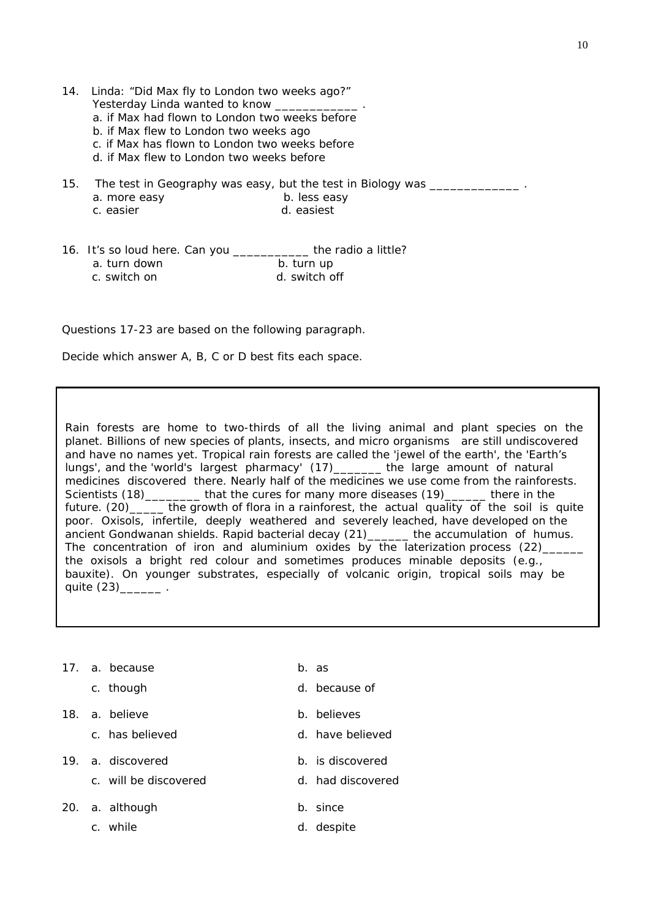14. Linda: "Did Max fly to London two weeks ago?"
    Yesterday Linda wanted to know ____________ .
    a. if Max had flown to London two weeks before
    b. if Max flew to London two weeks ago
    c. if Max has flown to London two weeks before
    d. if Max flew to London two weeks before

15. The test in Geography was easy, but the test in Biology was _____________ .
    a. more easy    b. less easy
    c. easier    d. easiest

16. It's so loud here. Can you ___________ the radio a little?
    a. turn down    b. turn up
    c. switch on    d. switch off

Questions 17-23 are based on the following paragraph.

Decide which answer A, B, C or D best fits each space.

> Rain forests are home to two-thirds of all the living animal and plant species on the planet. Billions of new species of plants, insects, and micro organisms are still undiscovered and have no names yet. Tropical rain forests are called the 'jewel of the earth', the 'Earth's lungs', and the 'world's largest pharmacy' (17)_______ the large amount of natural medicines discovered there. Nearly half of the medicines we use come from the rainforests. Scientists (18)________ that the cures for many more diseases (19)______ there in the future. (20)_____ the growth of flora in a rainforest, the actual quality of the soil is quite poor. Oxisols, infertile, deeply weathered and severely leached, have developed on the ancient Gondwanan shields. Rapid bacterial decay (21)______ the accumulation of humus. The concentration of iron and aluminium oxides by the laterization process (22)______ the oxisols a bright red colour and sometimes produces minable deposits (e.g., bauxite). On younger substrates, especially of volcanic origin, tropical soils may be quite (23)______ .

17. a. because    b. as
    c. though    d. because of

18. a. believe    b. believes
    c. has believed    d. have believed

19. a. discovered    b. is discovered
    c. will be discovered    d. had discovered

20. a. although    b. since
    c. while    d. despite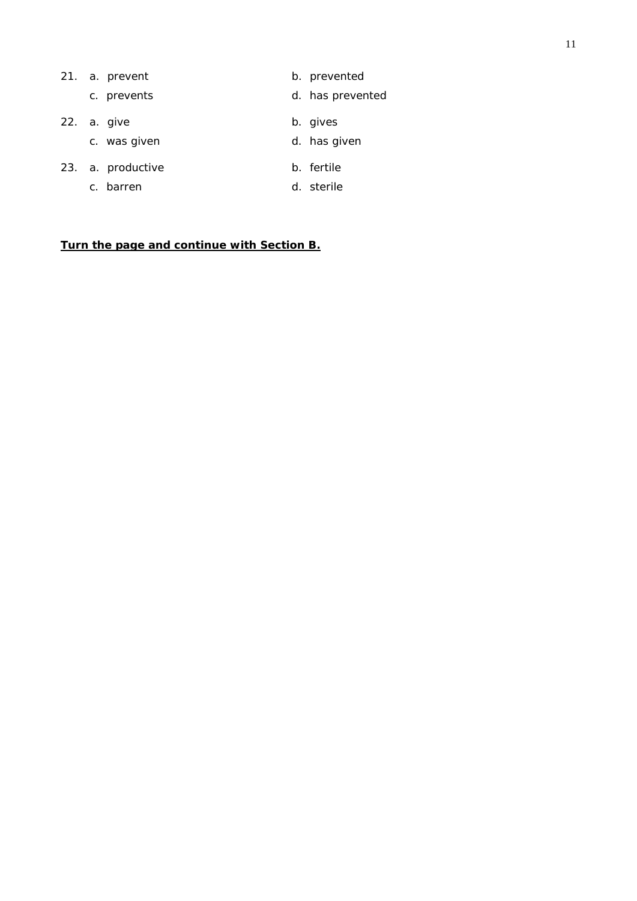21. a. prevent  b. prevented
    c. prevents  d. has prevented

22. a. give  b. gives
    c. was given  d. has given

23. a. productive  b. fertile
    c. barren  d. sterile

**<u>Turn the page and continue with Section B.</u>**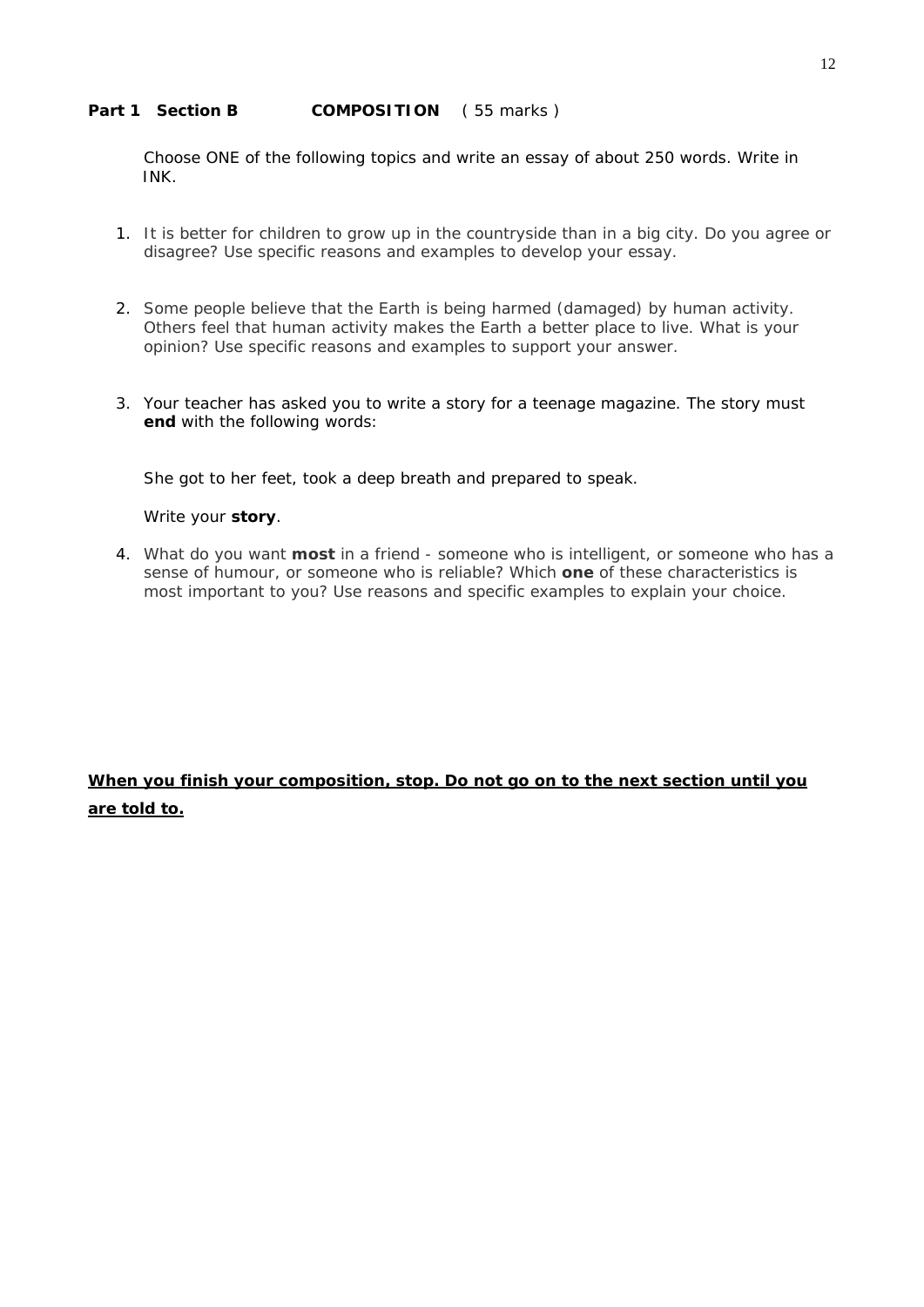**Part 1 Section B COMPOSITION** ( 55 marks )

Choose ONE of the following topics and write an essay of about 250 words. Write in INK.

1. It is better for children to grow up in the countryside than in a big city. Do you agree or disagree? Use specific reasons and examples to develop your essay.

2. Some people believe that the Earth is being harmed (damaged) by human activity. Others feel that human activity makes the Earth a better place to live. What is your opinion? Use specific reasons and examples to support your answer.

3. Your teacher has asked you to write a story for a teenage magazine. The story must **end** with the following words:

   She got to her feet, took a deep breath and prepared to speak.

   Write your **story**.

4. What do you want **most** in a friend - someone who is intelligent, or someone who has a sense of humour, or someone who is reliable? Which **one** of these characteristics is most important to you? Use reasons and specific examples to explain your choice.

**<u>When you finish your composition, stop. Do not go on to the next section until you are told to.</u>**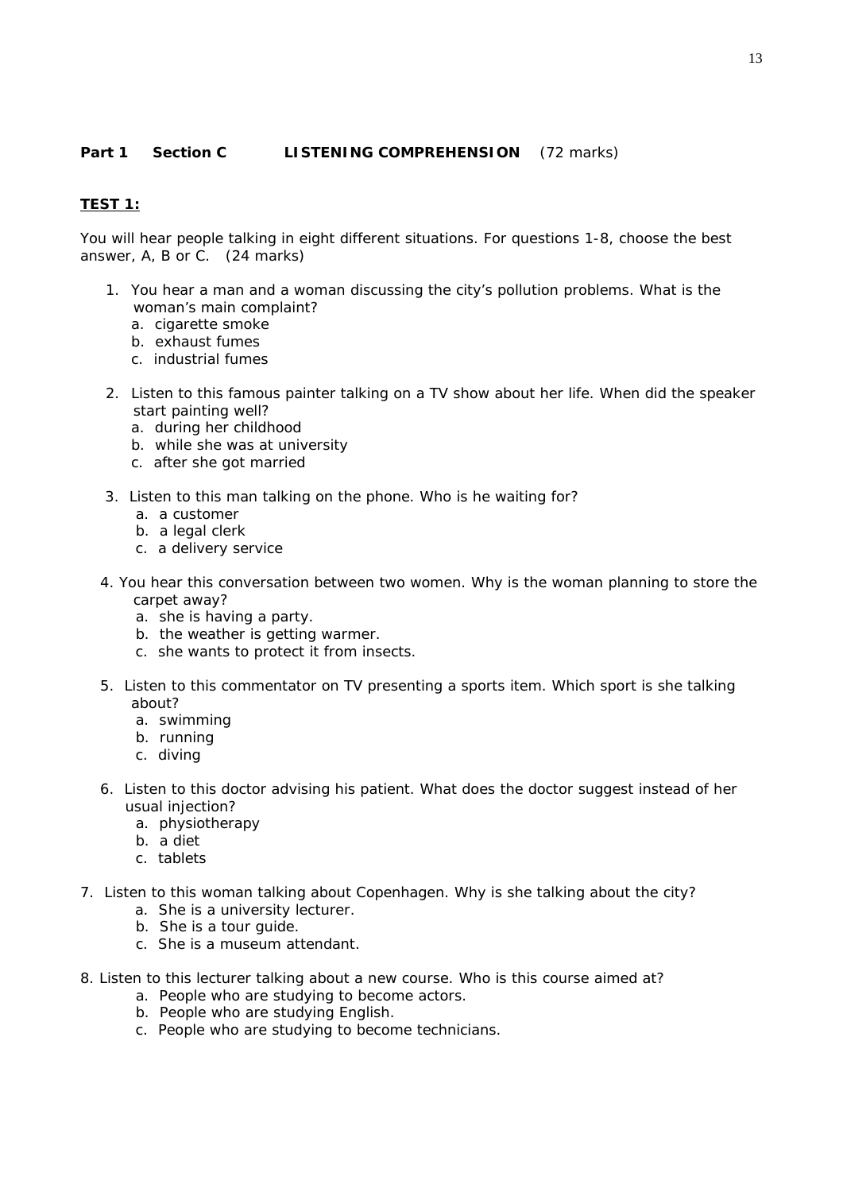**Part 1 Section C LISTENING COMPREHENSION** (72 marks)

**<u>TEST 1:</u>**

You will hear people talking in eight different situations. For questions 1-8, choose the best answer, A, B or C. (24 marks)

1. You hear a man and a woman discussing the city's pollution problems. What is the woman's main complaint?
   a. cigarette smoke
   b. exhaust fumes
   c. industrial fumes

2. Listen to this famous painter talking on a TV show about her life. When did the speaker start painting well?
   a. during her childhood
   b. while she was at university
   c. after she got married

3. Listen to this man talking on the phone. Who is he waiting for?
   a. a customer
   b. a legal clerk
   c. a delivery service

4. You hear this conversation between two women. Why is the woman planning to store the carpet away?
   a. she is having a party.
   b. the weather is getting warmer.
   c. she wants to protect it from insects.

5. Listen to this commentator on TV presenting a sports item. Which sport is she talking about?
   a. swimming
   b. running
   c. diving

6. Listen to this doctor advising his patient. What does the doctor suggest instead of her usual injection?
   a. physiotherapy
   b. a diet
   c. tablets

7. Listen to this woman talking about Copenhagen. Why is she talking about the city?
   a. She is a university lecturer.
   b. She is a tour guide.
   c. She is a museum attendant.

8. Listen to this lecturer talking about a new course. Who is this course aimed at?
   a. People who are studying to become actors.
   b. People who are studying English.
   c. People who are studying to become technicians.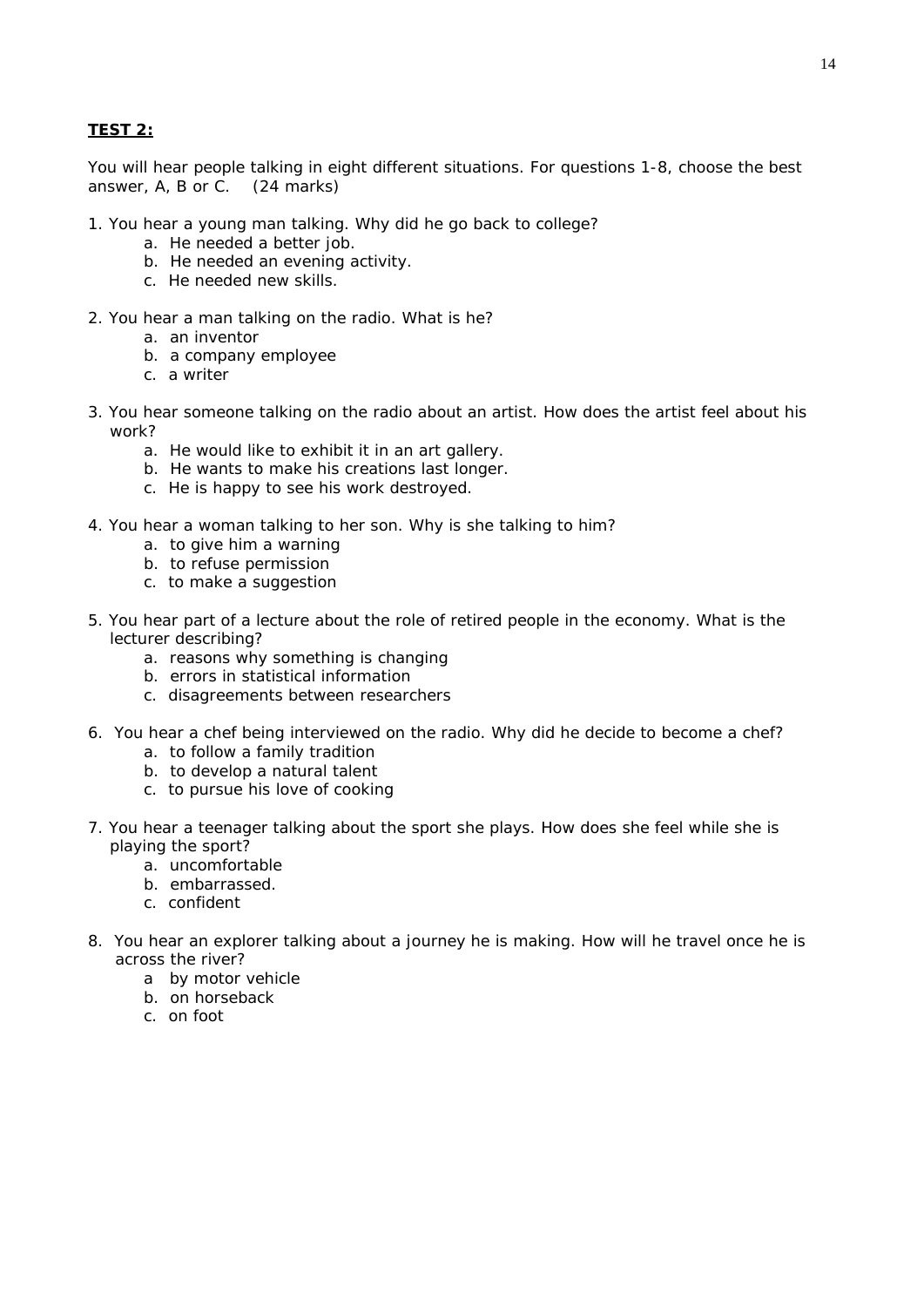**TEST 2:**

You will hear people talking in eight different situations. For questions 1-8, choose the best answer, A, B or C. (24 marks)

1. You hear a young man talking. Why did he go back to college?
    a. He needed a better job.
    b. He needed an evening activity.
    c. He needed new skills.

2. You hear a man talking on the radio. What is he?
    a. an inventor
    b. a company employee
    c. a writer

3. You hear someone talking on the radio about an artist. How does the artist feel about his work?
    a. He would like to exhibit it in an art gallery.
    b. He wants to make his creations last longer.
    c. He is happy to see his work destroyed.

4. You hear a woman talking to her son. Why is she talking to him?
    a. to give him a warning
    b. to refuse permission
    c. to make a suggestion

5. You hear part of a lecture about the role of retired people in the economy. What is the lecturer describing?
    a. reasons why something is changing
    b. errors in statistical information
    c. disagreements between researchers

6. You hear a chef being interviewed on the radio. Why did he decide to become a chef?
    a. to follow a family tradition
    b. to develop a natural talent
    c. to pursue his love of cooking

7. You hear a teenager talking about the sport she plays. How does she feel while she is playing the sport?
    a. uncomfortable
    b. embarrassed.
    c. confident

8. You hear an explorer talking about a journey he is making. How will he travel once he is across the river?
    a by motor vehicle
    b. on horseback
    c. on foot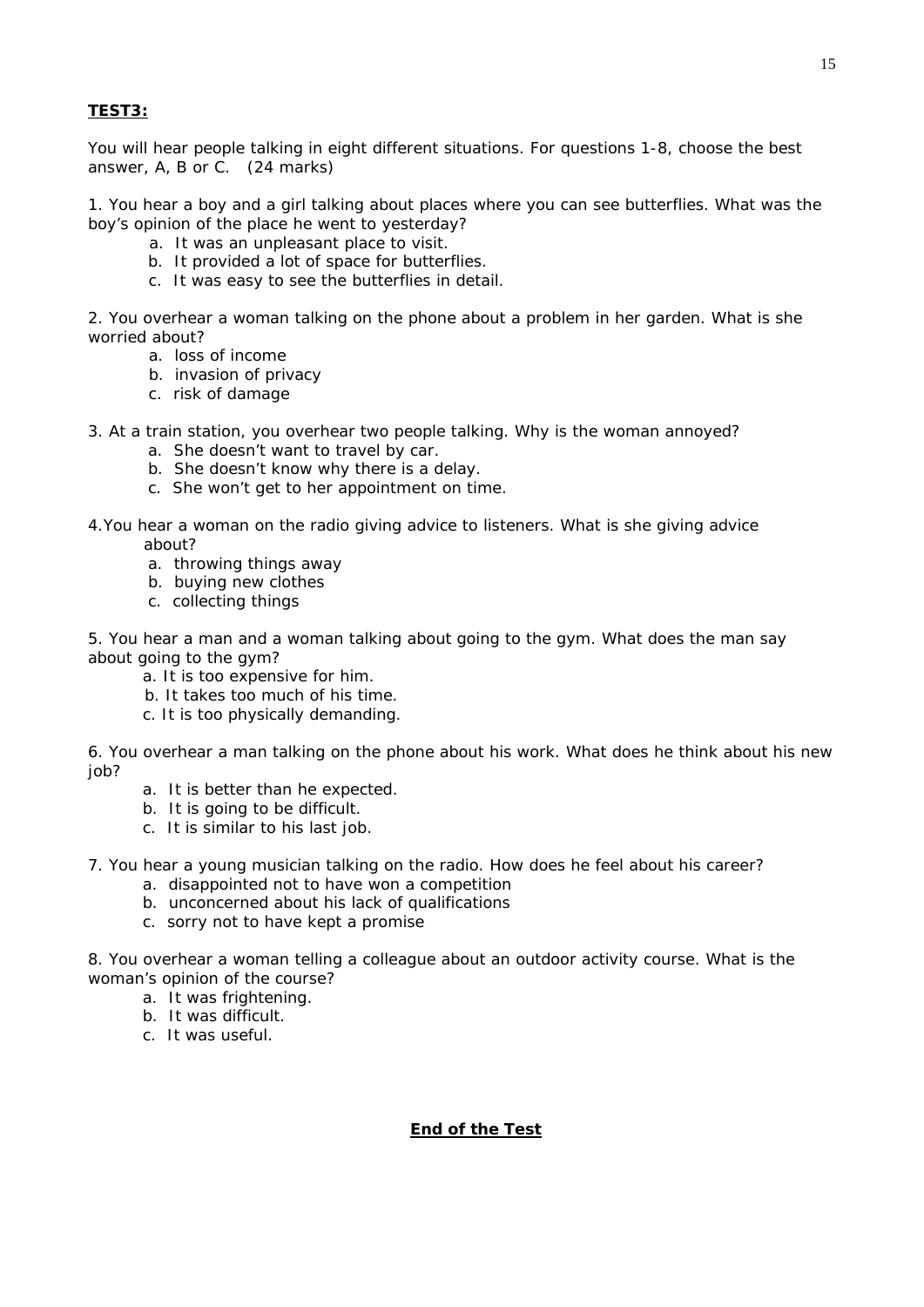**TEST3:**

You will hear people talking in eight different situations. For questions 1-8, choose the best answer, A, B or C. (24 marks)

1. You hear a boy and a girl talking about places where you can see butterflies. What was the boy's opinion of the place he went to yesterday?
   a. It was an unpleasant place to visit.
   b. It provided a lot of space for butterflies.
   c. It was easy to see the butterflies in detail.

2. You overhear a woman talking on the phone about a problem in her garden. What is she worried about?
   a. loss of income
   b. invasion of privacy
   c. risk of damage

3. At a train station, you overhear two people talking. Why is the woman annoyed?
   a. She doesn't want to travel by car.
   b. She doesn't know why there is a delay.
   c. She won't get to her appointment on time.

4. You hear a woman on the radio giving advice to listeners. What is she giving advice about?
   a. throwing things away
   b. buying new clothes
   c. collecting things

5. You hear a man and a woman talking about going to the gym. What does the man say about going to the gym?
   a. It is too expensive for him.
   b. It takes too much of his time.
   c. It is too physically demanding.

6. You overhear a man talking on the phone about his work. What does he think about his new job?
   a. It is better than he expected.
   b. It is going to be difficult.
   c. It is similar to his last job.

7. You hear a young musician talking on the radio. How does he feel about his career?
   a. disappointed not to have won a competition
   b. unconcerned about his lack of qualifications
   c. sorry not to have kept a promise

8. You overhear a woman telling a colleague about an outdoor activity course. What is the woman's opinion of the course?
   a. It was frightening.
   b. It was difficult.
   c. It was useful.

**End of the Test**